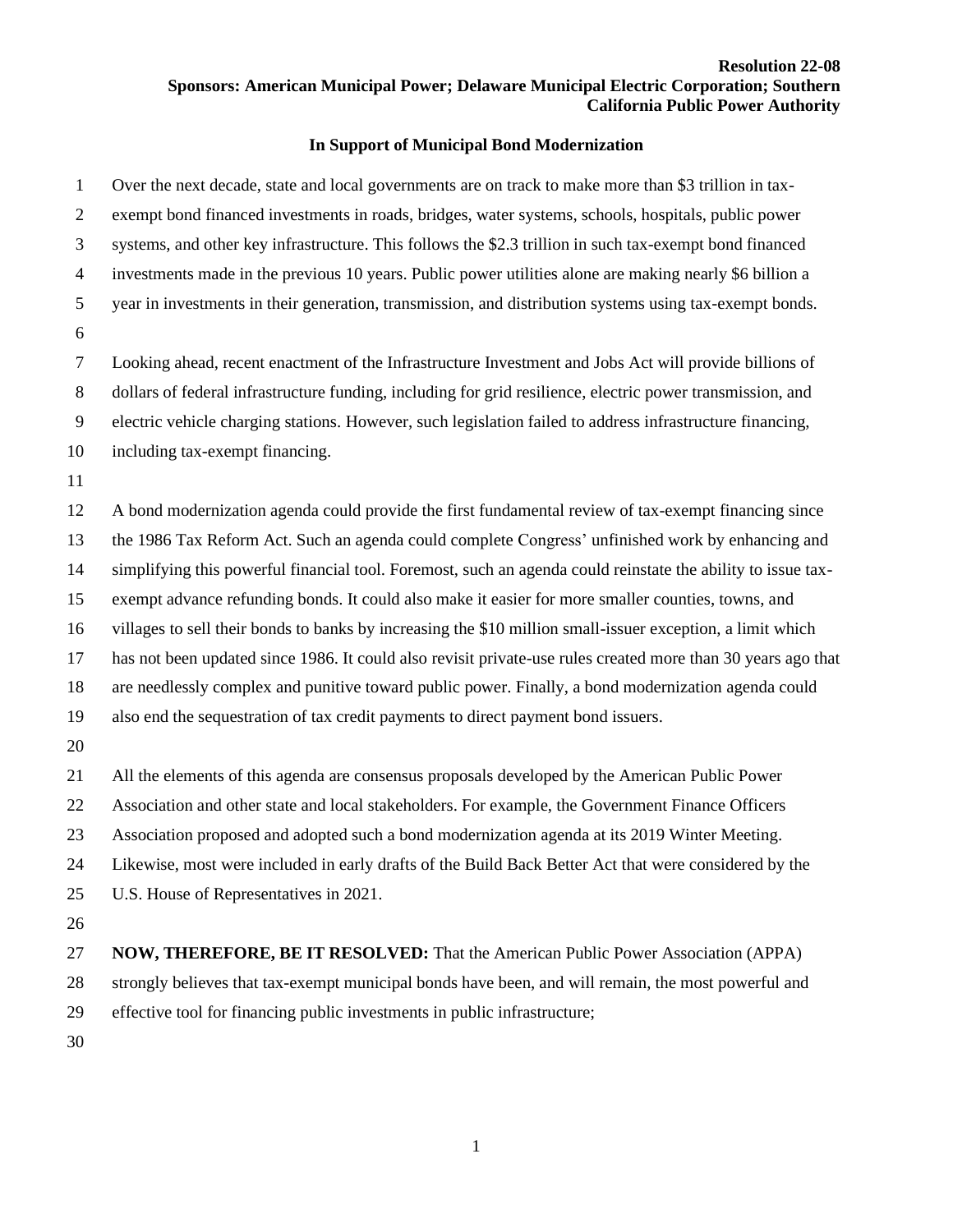**Resolution 22-08**
**Sponsors: American Municipal Power; Delaware Municipal Electric Corporation; Southern California Public Power Authority**

# In Support of Municipal Bond Modernization

Over the next decade, state and local governments are on track to make more than $3 trillion in tax-exempt bond financed investments in roads, bridges, water systems, schools, hospitals, public power systems, and other key infrastructure. This follows the $2.3 trillion in such tax-exempt bond financed investments made in the previous 10 years. Public power utilities alone are making nearly $6 billion a year in investments in their generation, transmission, and distribution systems using tax-exempt bonds.

Looking ahead, recent enactment of the Infrastructure Investment and Jobs Act will provide billions of dollars of federal infrastructure funding, including for grid resilience, electric power transmission, and electric vehicle charging stations. However, such legislation failed to address infrastructure financing, including tax-exempt financing.

A bond modernization agenda could provide the first fundamental review of tax-exempt financing since the 1986 Tax Reform Act. Such an agenda could complete Congress' unfinished work by enhancing and simplifying this powerful financial tool. Foremost, such an agenda could reinstate the ability to issue tax-exempt advance refunding bonds. It could also make it easier for more smaller counties, towns, and villages to sell their bonds to banks by increasing the $10 million small-issuer exception, a limit which has not been updated since 1986. It could also revisit private-use rules created more than 30 years ago that are needlessly complex and punitive toward public power. Finally, a bond modernization agenda could also end the sequestration of tax credit payments to direct payment bond issuers.

All the elements of this agenda are consensus proposals developed by the American Public Power Association and other state and local stakeholders. For example, the Government Finance Officers Association proposed and adopted such a bond modernization agenda at its 2019 Winter Meeting. Likewise, most were included in early drafts of the Build Back Better Act that were considered by the U.S. House of Representatives in 2021.

**NOW, THEREFORE, BE IT RESOLVED:** That the American Public Power Association (APPA) strongly believes that tax-exempt municipal bonds have been, and will remain, the most powerful and effective tool for financing public investments in public infrastructure;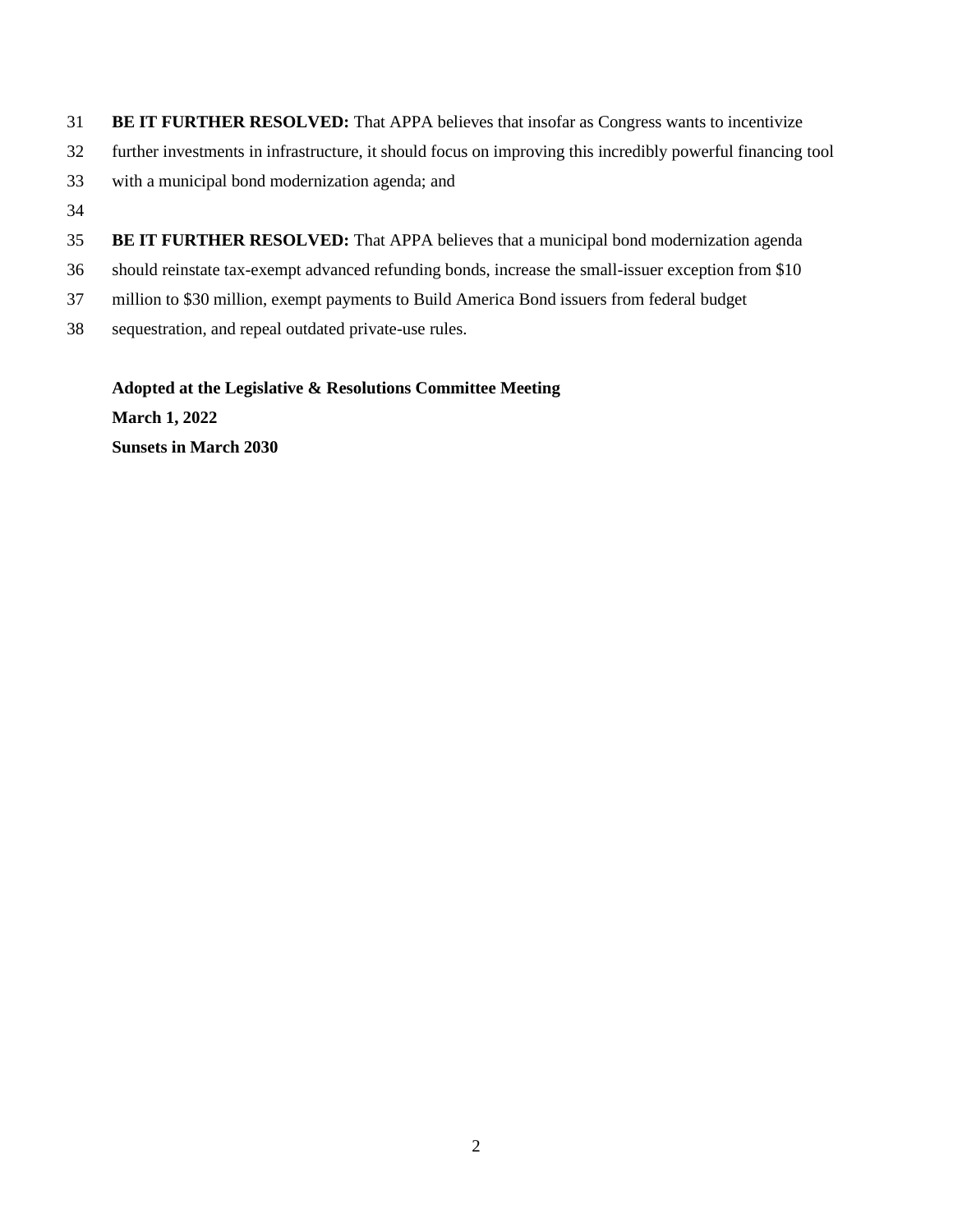**BE IT FURTHER RESOLVED:** That APPA believes that insofar as Congress wants to incentivize further investments in infrastructure, it should focus on improving this incredibly powerful financing tool with a municipal bond modernization agenda; and

**BE IT FURTHER RESOLVED:** That APPA believes that a municipal bond modernization agenda should reinstate tax-exempt advanced refunding bonds, increase the small-issuer exception from $10 million to $30 million, exempt payments to Build America Bond issuers from federal budget sequestration, and repeal outdated private-use rules.

**Adopted at the Legislative & Resolutions Committee Meeting**
**March 1, 2022**
**Sunsets in March 2030**